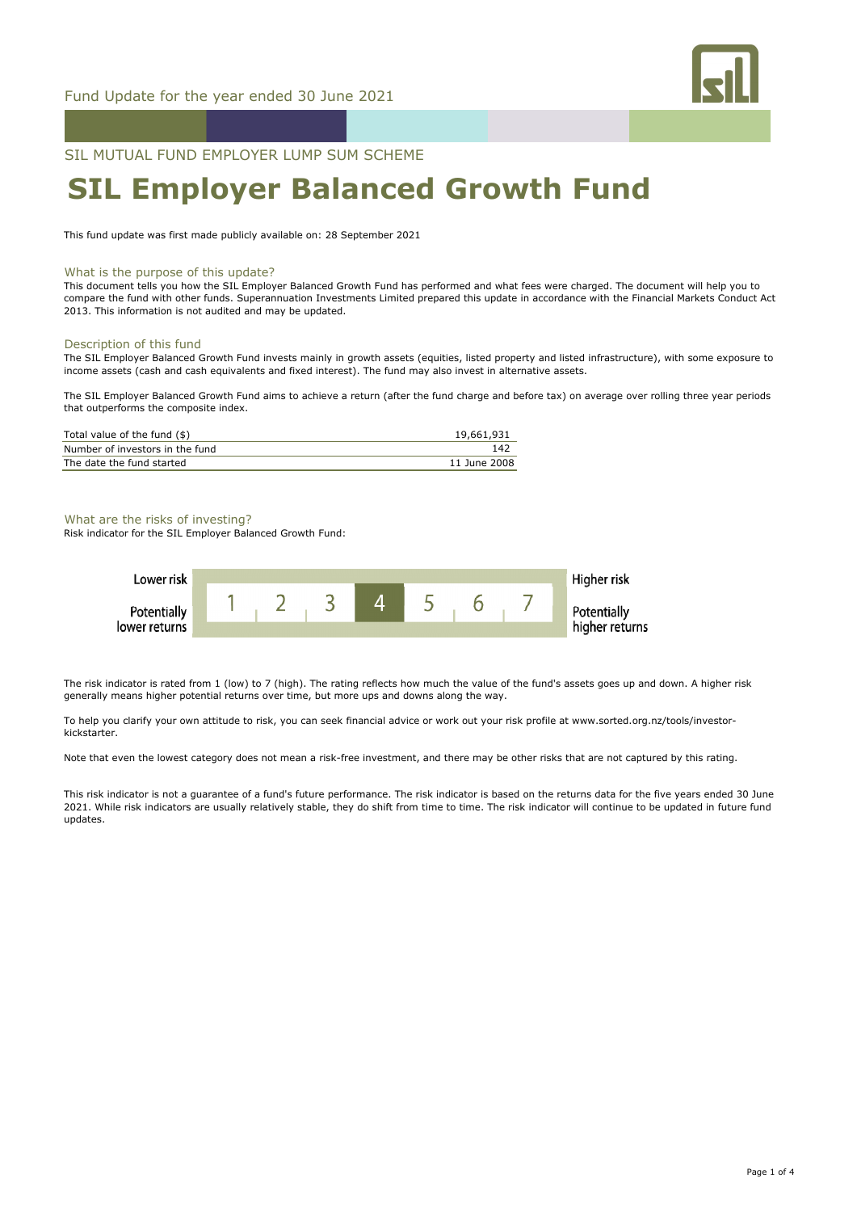Fund Update for the year ended 30 June 2021

SIL MUTUAL FUND EMPLOYER LUMP SUM SCHEME

# SIL Employer Balanced Growth Fund

This fund update was first made publicly available on: 28 September 2021

## What is the purpose of this update?

This document tells you how the SIL Employer Balanced Growth Fund has performed and what fees were charged. The document will help you to compare the fund with other funds. Superannuation Investments Limited prepared this update in accordance with the Financial Markets Conduct Act 2013. This information is not audited and may be updated.

## Description of this fund

The SIL Employer Balanced Growth Fund invests mainly in growth assets (equities, listed property and listed infrastructure), with some exposure to income assets (cash and cash equivalents and fixed interest). The fund may also invest in alternative assets.

The SIL Employer Balanced Growth Fund aims to achieve a return (after the fund charge and before tax) on average over rolling three year periods that outperforms the composite index.

| | |
|---|---|
| Total value of the fund ($) | 19,661,931 |
| Number of investors in the fund | 142 |
| The date the fund started | 11 June 2008 |

## What are the risks of investing?

Risk indicator for the SIL Employer Balanced Growth Fund:

| Lower risk / Potentially lower returns | 1 | 2 | 3 | **4** | 5 | 6 | 7 | Higher risk / Potentially higher returns |
|---|---|---|---|---|---|---|---|---|

The risk indicator is rated from 1 (low) to 7 (high). The rating reflects how much the value of the fund's assets goes up and down. A higher risk generally means higher potential returns over time, but more ups and downs along the way.

To help you clarify your own attitude to risk, you can seek financial advice or work out your risk profile at www.sorted.org.nz/tools/investor-kickstarter.

Note that even the lowest category does not mean a risk-free investment, and there may be other risks that are not captured by this rating.

This risk indicator is not a guarantee of a fund's future performance. The risk indicator is based on the returns data for the five years ended 30 June 2021. While risk indicators are usually relatively stable, they do shift from time to time. The risk indicator will continue to be updated in future fund updates.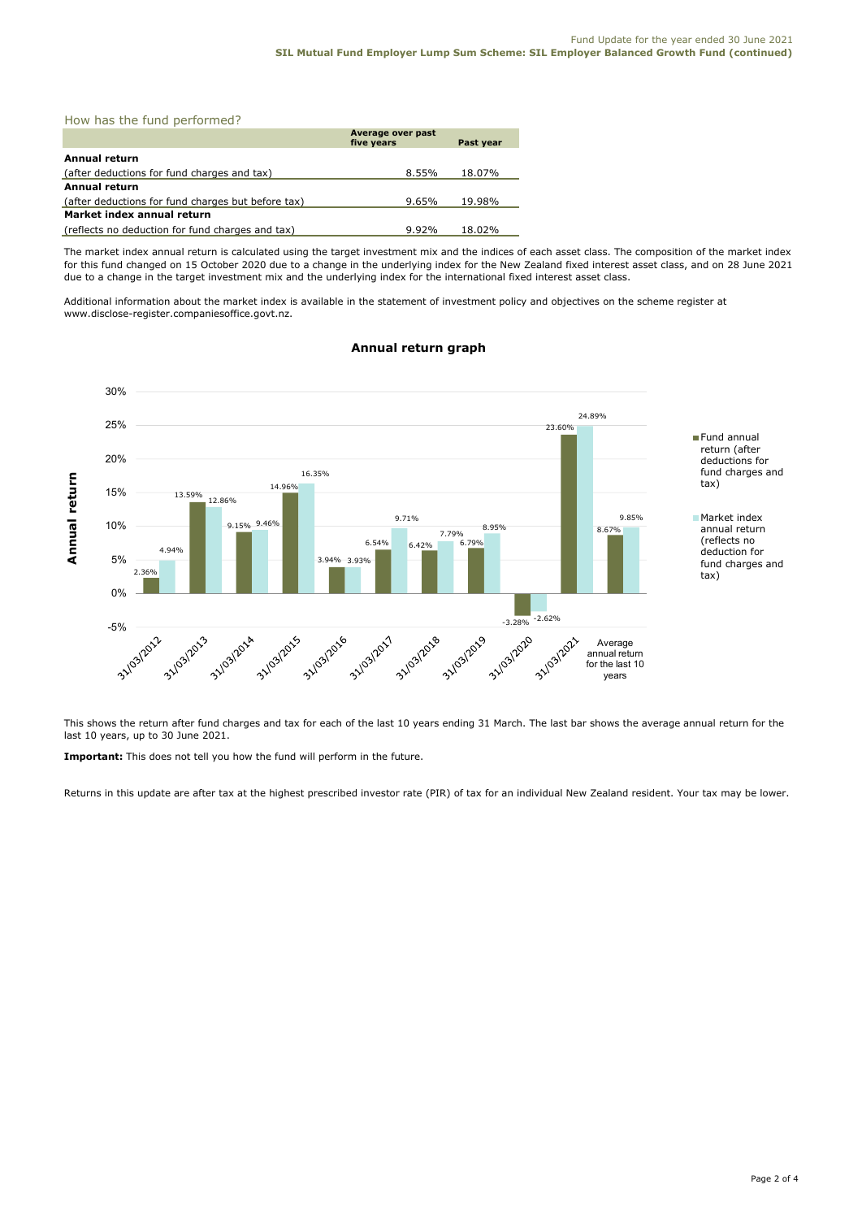## How has the fund performed?

| | Average over past five years | Past year |
|---|---|---|
| **Annual return** | | |
| (after deductions for fund charges and tax) | 8.55% | 18.07% |
| **Annual return** | | |
| (after deductions for fund charges but before tax) | 9.65% | 19.98% |
| **Market index annual return** | | |
| (reflects no deduction for fund charges and tax) | 9.92% | 18.02% |

The market index annual return is calculated using the target investment mix and the indices of each asset class. The composition of the market index for this fund changed on 15 October 2020 due to a change in the underlying index for the New Zealand fixed interest asset class, and on 28 June 2021 due to a change in the target investment mix and the underlying index for the international fixed interest asset class.

Additional information about the market index is available in the statement of investment policy and objectives on the scheme register at www.disclose-register.companiesoffice.govt.nz.

### Annual return graph

| | Fund annual return (after deductions for fund charges and tax) | Market index annual return (reflects no deduction for fund charges and tax) |
|---|---|---|
| 31/03/2012 | 2.36% | 4.94% |
| 31/03/2013 | 13.59% | 12.86% |
| 31/03/2014 | 9.15% | 9.46% |
| 31/03/2015 | 14.96% | 16.35% |
| 31/03/2016 | 3.94% | 3.93% |
| 31/03/2017 | 6.54% | 9.71% |
| 31/03/2018 | 6.42% | 7.79% |
| 31/03/2019 | 6.79% | 8.95% |
| 31/03/2020 | -3.28% | -2.62% |
| 31/03/2021 | 23.60% | 24.89% |
| Average annual return for the last 10 years | 8.67% | 9.85% |

This shows the return after fund charges and tax for each of the last 10 years ending 31 March. The last bar shows the average annual return for the last 10 years, up to 30 June 2021.

**Important:** This does not tell you how the fund will perform in the future.

Returns in this update are after tax at the highest prescribed investor rate (PIR) of tax for an individual New Zealand resident. Your tax may be lower.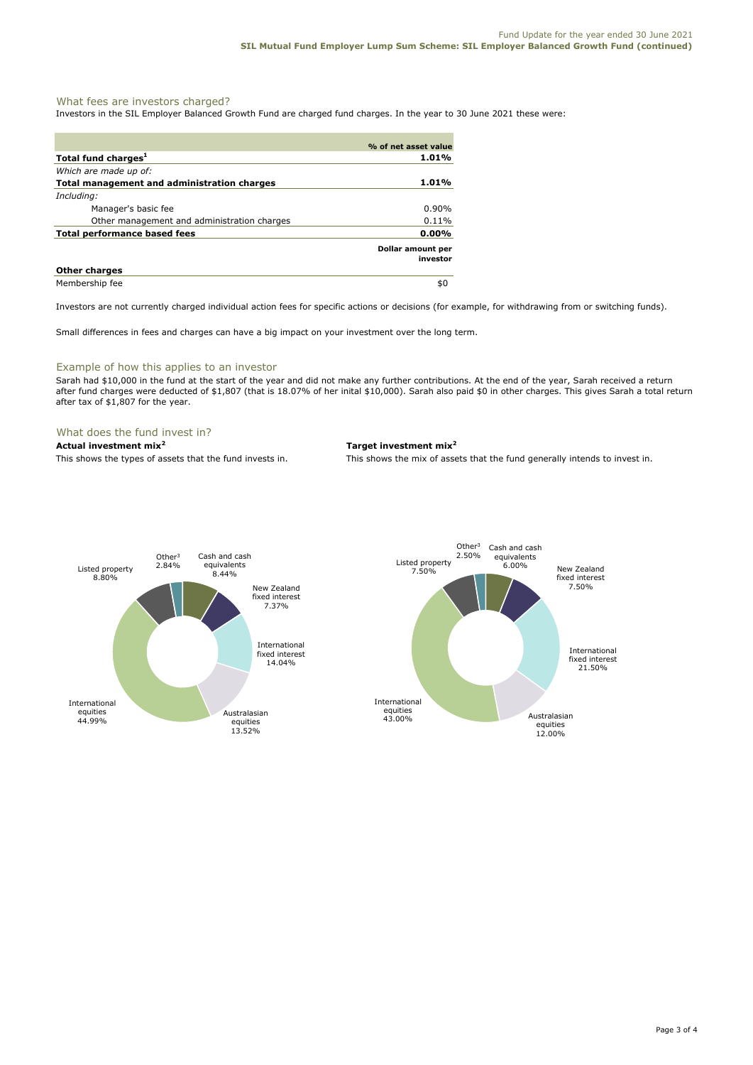## What fees are investors charged?

Investors in the SIL Employer Balanced Growth Fund are charged fund charges. In the year to 30 June 2021 these were:

| | % of net asset value |
|---|---|
| **Total fund charges[1]** | **1.01%** |
| *Which are made up of:* | |
| **Total management and administration charges** | **1.01%** |
| *Including:* | |
| Manager's basic fee | 0.90% |
| Other management and administration charges | 0.11% |
| **Total performance based fees** | **0.00%** |
| | **Dollar amount per investor** |
| **Other charges** | |
| Membership fee | $0 |

Investors are not currently charged individual action fees for specific actions or decisions (for example, for withdrawing from or switching funds).

Small differences in fees and charges can have a big impact on your investment over the long term.

## Example of how this applies to an investor

Sarah had $10,000 in the fund at the start of the year and did not make any further contributions. At the end of the year, Sarah received a return after fund charges were deducted of $1,807 (that is 18.07% of her inital $10,000). Sarah also paid $0 in other charges. This gives Sarah a total return after tax of $1,807 for the year.

## What does the fund invest in?

**Actual investment mix[2]**

This shows the types of assets that the fund invests in.

| Asset type | % |
|---|---|
| Cash and cash equivalents | 8.44% |
| New Zealand fixed interest | 7.37% |
| International fixed interest | 14.04% |
| Australasian equities | 13.52% |
| International equities | 44.99% |
| Listed property | 8.80% |
| Other[3] | 2.84% |

**Target investment mix[2]**

This shows the mix of assets that the fund generally intends to invest in.

| Asset type | % |
|---|---|
| Cash and cash equivalents | 6.00% |
| New Zealand fixed interest | 7.50% |
| International fixed interest | 21.50% |
| Australasian equities | 12.00% |
| International equities | 43.00% |
| Listed property | 7.50% |
| Other[3] | 2.50% |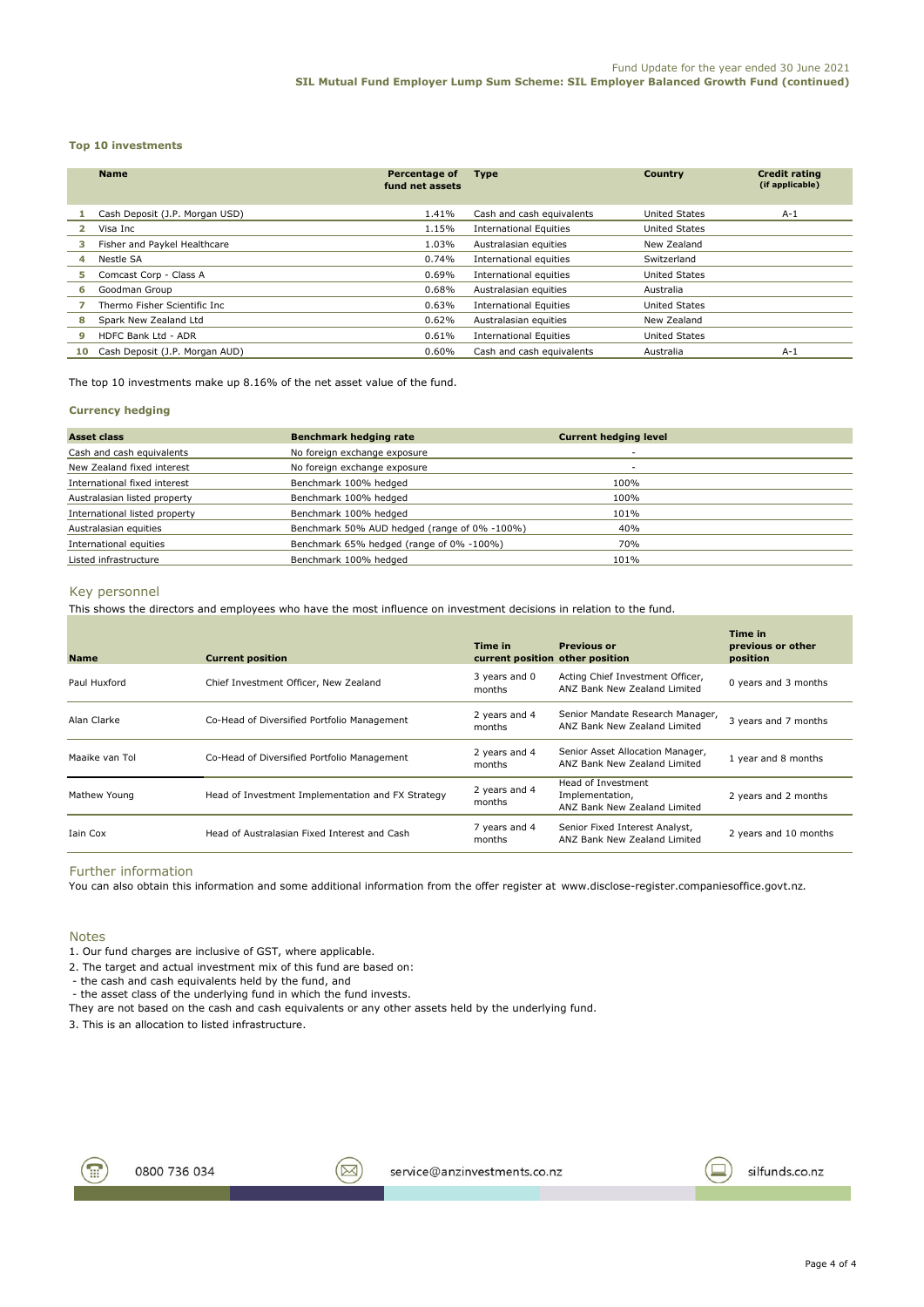### Top 10 investments

| | Name | Percentage of fund net assets | Type | Country | Credit rating (if applicable) |
|---|---|---|---|---|---|
| 1 | Cash Deposit (J.P. Morgan USD) | 1.41% | Cash and cash equivalents | United States | A-1 |
| 2 | Visa Inc | 1.15% | International Equities | United States | |
| 3 | Fisher and Paykel Healthcare | 1.03% | Australasian equities | New Zealand | |
| 4 | Nestle SA | 0.74% | International equities | Switzerland | |
| 5 | Comcast Corp - Class A | 0.69% | International equities | United States | |
| 6 | Goodman Group | 0.68% | Australasian equities | Australia | |
| 7 | Thermo Fisher Scientific Inc | 0.63% | International Equities | United States | |
| 8 | Spark New Zealand Ltd | 0.62% | Australasian equities | New Zealand | |
| 9 | HDFC Bank Ltd - ADR | 0.61% | International Equities | United States | |
| 10 | Cash Deposit (J.P. Morgan AUD) | 0.60% | Cash and cash equivalents | Australia | A-1 |

The top 10 investments make up 8.16% of the net asset value of the fund.

### Currency hedging

| Asset class | Benchmark hedging rate | Current hedging level |
|---|---|---|
| Cash and cash equivalents | No foreign exchange exposure | - |
| New Zealand fixed interest | No foreign exchange exposure | - |
| International fixed interest | Benchmark 100% hedged | 100% |
| Australasian listed property | Benchmark 100% hedged | 100% |
| International listed property | Benchmark 100% hedged | 101% |
| Australasian equities | Benchmark 50% AUD hedged (range of 0% -100%) | 40% |
| International equities | Benchmark 65% hedged (range of 0% -100%) | 70% |
| Listed infrastructure | Benchmark 100% hedged | 101% |

## Key personnel

This shows the directors and employees who have the most influence on investment decisions in relation to the fund.

| Name | Current position | Time in current position | Previous or other position | Time in previous or other position |
|---|---|---|---|---|
| Paul Huxford | Chief Investment Officer, New Zealand | 3 years and 0 months | Acting Chief Investment Officer, ANZ Bank New Zealand Limited | 0 years and 3 months |
| Alan Clarke | Co-Head of Diversified Portfolio Management | 2 years and 4 months | Senior Mandate Research Manager, ANZ Bank New Zealand Limited | 3 years and 7 months |
| Maaike van Tol | Co-Head of Diversified Portfolio Management | 2 years and 4 months | Senior Asset Allocation Manager, ANZ Bank New Zealand Limited | 1 year and 8 months |
| Mathew Young | Head of Investment Implementation and FX Strategy | 2 years and 4 months | Head of Investment Implementation, ANZ Bank New Zealand Limited | 2 years and 2 months |
| Iain Cox | Head of Australasian Fixed Interest and Cash | 7 years and 4 months | Senior Fixed Interest Analyst, ANZ Bank New Zealand Limited | 2 years and 10 months |

## Further information

You can also obtain this information and some additional information from the offer register at www.disclose-register.companiesoffice.govt.nz.

## Notes

1. Our fund charges are inclusive of GST, where applicable.
2. The target and actual investment mix of this fund are based on:
 - the cash and cash equivalents held by the fund, and
 - the asset class of the underlying fund in which the fund invests.

They are not based on the cash and cash equivalents or any other assets held by the underlying fund.

3. This is an allocation to listed infrastructure.

0800 736 034

service@anzinvestments.co.nz

silfunds.co.nz